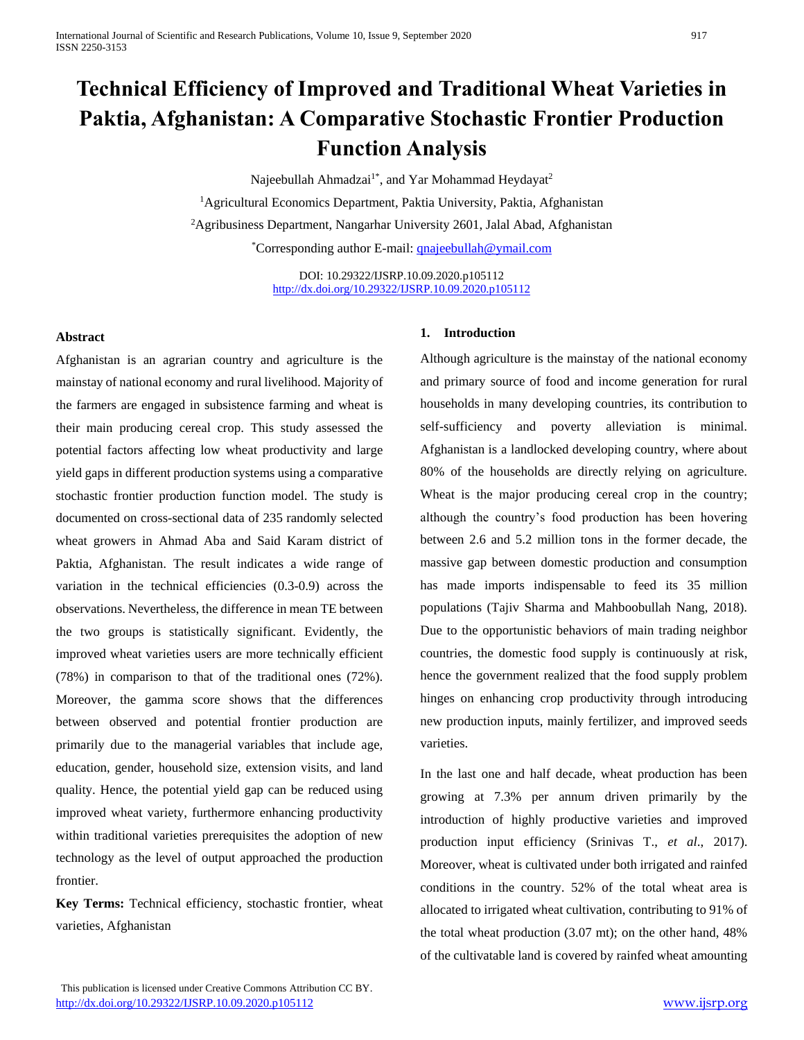# Technical Efficiency of Improved and Traditional Wheat Varieties in Paktia, Afghanistan: A Comparative Stochastic Frontier Production Function Analysis

Najeebullah Ahmadzai[1*], and Yar Mohammad Heydayat[2]

[1]Agricultural Economics Department, Paktia University, Paktia, Afghanistan

[2]Agribusiness Department, Nangarhar University 2601, Jalal Abad, Afghanistan

[*]Corresponding author E-mail: qnajeebullah@ymail.com

DOI: 10.29322/IJSRP.10.09.2020.p105112
http://dx.doi.org/10.29322/IJSRP.10.09.2020.p105112

### Abstract

Afghanistan is an agrarian country and agriculture is the mainstay of national economy and rural livelihood. Majority of the farmers are engaged in subsistence farming and wheat is their main producing cereal crop. This study assessed the potential factors affecting low wheat productivity and large yield gaps in different production systems using a comparative stochastic frontier production function model. The study is documented on cross-sectional data of 235 randomly selected wheat growers in Ahmad Aba and Said Karam district of Paktia, Afghanistan. The result indicates a wide range of variation in the technical efficiencies (0.3-0.9) across the observations. Nevertheless, the difference in mean TE between the two groups is statistically significant. Evidently, the improved wheat varieties users are more technically efficient (78%) in comparison to that of the traditional ones (72%). Moreover, the gamma score shows that the differences between observed and potential frontier production are primarily due to the managerial variables that include age, education, gender, household size, extension visits, and land quality. Hence, the potential yield gap can be reduced using improved wheat variety, furthermore enhancing productivity within traditional varieties prerequisites the adoption of new technology as the level of output approached the production frontier.

**Key Terms:** Technical efficiency, stochastic frontier, wheat varieties, Afghanistan

### 1. Introduction

Although agriculture is the mainstay of the national economy and primary source of food and income generation for rural households in many developing countries, its contribution to self-sufficiency and poverty alleviation is minimal. Afghanistan is a landlocked developing country, where about 80% of the households are directly relying on agriculture. Wheat is the major producing cereal crop in the country; although the country's food production has been hovering between 2.6 and 5.2 million tons in the former decade, the massive gap between domestic production and consumption has made imports indispensable to feed its 35 million populations (Tajiv Sharma and Mahboobullah Nang, 2018). Due to the opportunistic behaviors of main trading neighbor countries, the domestic food supply is continuously at risk, hence the government realized that the food supply problem hinges on enhancing crop productivity through introducing new production inputs, mainly fertilizer, and improved seeds varieties.

In the last one and half decade, wheat production has been growing at 7.3% per annum driven primarily by the introduction of highly productive varieties and improved production input efficiency (Srinivas T., *et al*., 2017). Moreover, wheat is cultivated under both irrigated and rainfed conditions in the country. 52% of the total wheat area is allocated to irrigated wheat cultivation, contributing to 91% of the total wheat production (3.07 mt); on the other hand, 48% of the cultivatable land is covered by rainfed wheat amounting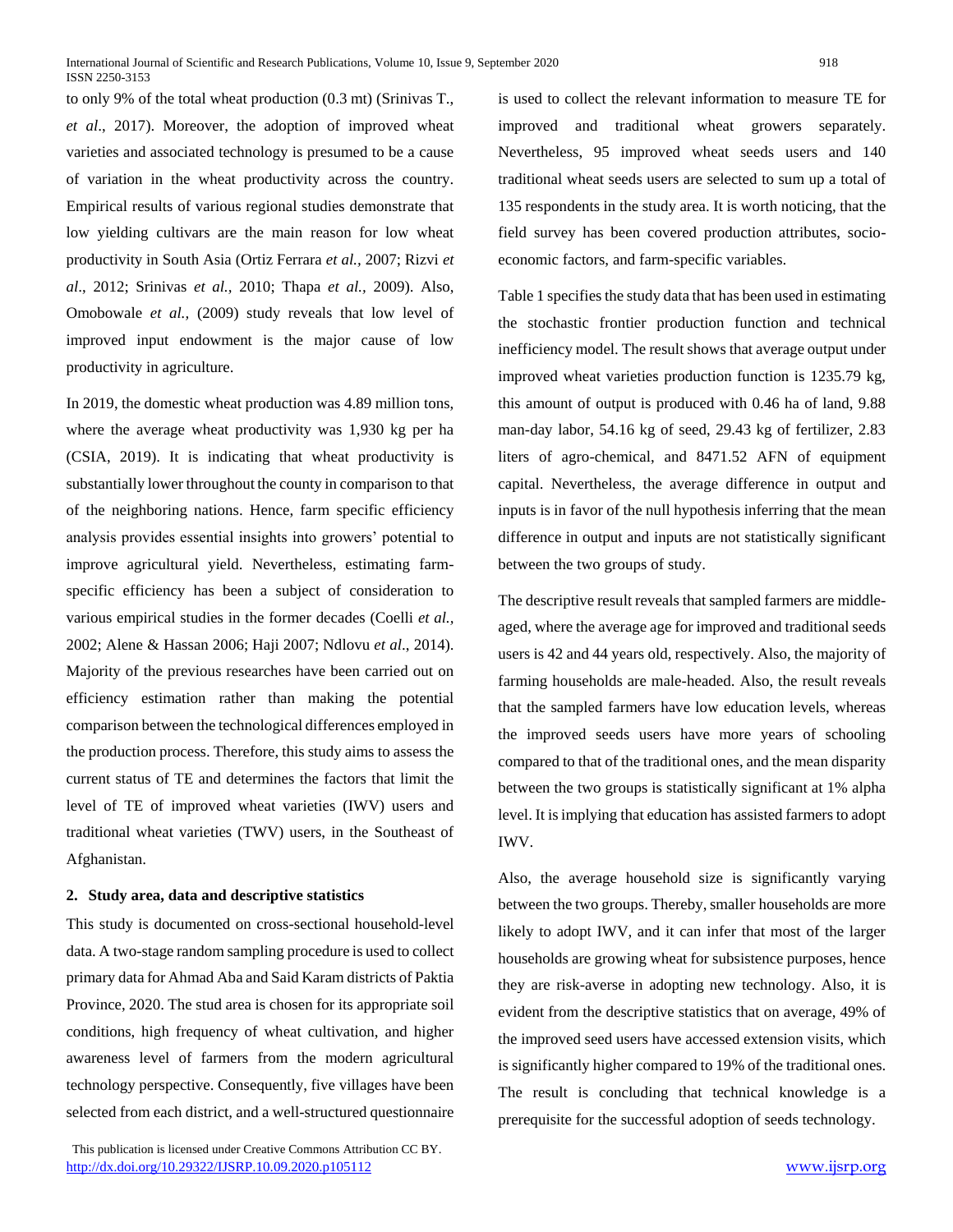to only 9% of the total wheat production (0.3 mt) (Srinivas T., *et al*., 2017). Moreover, the adoption of improved wheat varieties and associated technology is presumed to be a cause of variation in the wheat productivity across the country. Empirical results of various regional studies demonstrate that low yielding cultivars are the main reason for low wheat productivity in South Asia (Ortiz Ferrara *et al.,* 2007; Rizvi *et al*., 2012; Srinivas *et al.,* 2010; Thapa *et al.,* 2009). Also, Omobowale *et al.,* (2009) study reveals that low level of improved input endowment is the major cause of low productivity in agriculture.

In 2019, the domestic wheat production was 4.89 million tons, where the average wheat productivity was 1,930 kg per ha (CSIA, 2019). It is indicating that wheat productivity is substantially lower throughout the county in comparison to that of the neighboring nations. Hence, farm specific efficiency analysis provides essential insights into growers' potential to improve agricultural yield. Nevertheless, estimating farm-specific efficiency has been a subject of consideration to various empirical studies in the former decades (Coelli *et al.,* 2002; Alene & Hassan 2006; Haji 2007; Ndlovu *et al*., 2014). Majority of the previous researches have been carried out on efficiency estimation rather than making the potential comparison between the technological differences employed in the production process. Therefore, this study aims to assess the current status of TE and determines the factors that limit the level of TE of improved wheat varieties (IWV) users and traditional wheat varieties (TWV) users, in the Southeast of Afghanistan.

## 2. Study area, data and descriptive statistics

This study is documented on cross-sectional household-level data. A two-stage random sampling procedure is used to collect primary data for Ahmad Aba and Said Karam districts of Paktia Province, 2020. The stud area is chosen for its appropriate soil conditions, high frequency of wheat cultivation, and higher awareness level of farmers from the modern agricultural technology perspective. Consequently, five villages have been selected from each district, and a well-structured questionnaire is used to collect the relevant information to measure TE for improved and traditional wheat growers separately. Nevertheless, 95 improved wheat seeds users and 140 traditional wheat seeds users are selected to sum up a total of 135 respondents in the study area. It is worth noticing, that the field survey has been covered production attributes, socio-economic factors, and farm-specific variables.

Table 1 specifies the study data that has been used in estimating the stochastic frontier production function and technical inefficiency model. The result shows that average output under improved wheat varieties production function is 1235.79 kg, this amount of output is produced with 0.46 ha of land, 9.88 man-day labor, 54.16 kg of seed, 29.43 kg of fertilizer, 2.83 liters of agro-chemical, and 8471.52 AFN of equipment capital. Nevertheless, the average difference in output and inputs is in favor of the null hypothesis inferring that the mean difference in output and inputs are not statistically significant between the two groups of study.

The descriptive result reveals that sampled farmers are middle-aged, where the average age for improved and traditional seeds users is 42 and 44 years old, respectively. Also, the majority of farming households are male-headed. Also, the result reveals that the sampled farmers have low education levels, whereas the improved seeds users have more years of schooling compared to that of the traditional ones, and the mean disparity between the two groups is statistically significant at 1% alpha level. It is implying that education has assisted farmers to adopt IWV.

Also, the average household size is significantly varying between the two groups. Thereby, smaller households are more likely to adopt IWV, and it can infer that most of the larger households are growing wheat for subsistence purposes, hence they are risk-averse in adopting new technology. Also, it is evident from the descriptive statistics that on average, 49% of the improved seed users have accessed extension visits, which is significantly higher compared to 19% of the traditional ones. The result is concluding that technical knowledge is a prerequisite for the successful adoption of seeds technology.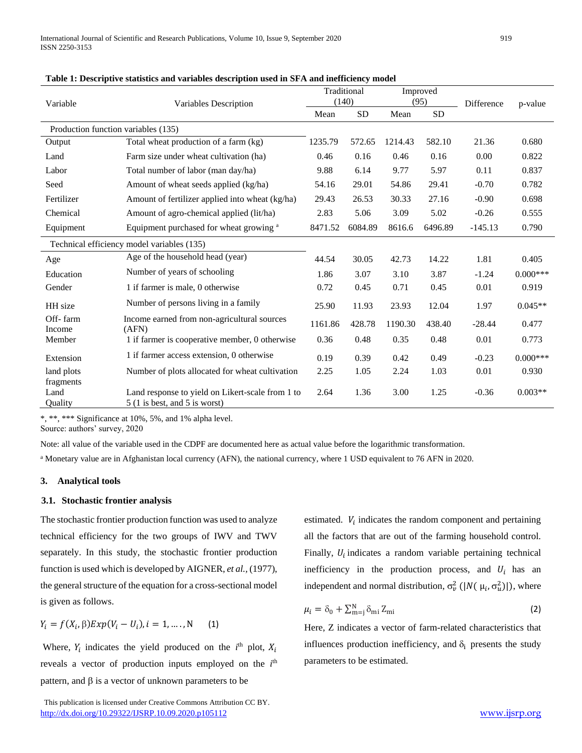**Table 1: Descriptive statistics and variables description used in SFA and inefficiency model**

| Variable | Variables Description | Traditional (140) | | Improved (95) | | Difference | p-value |
|---|---|---|---|---|---|---|---|
| | | Mean | SD | Mean | SD | | |
| Production function variables (135) | | | | | | | |
| Output | Total wheat production of a farm (kg) | 1235.79 | 572.65 | 1214.43 | 582.10 | 21.36 | 0.680 |
| Land | Farm size under wheat cultivation (ha) | 0.46 | 0.16 | 0.46 | 0.16 | 0.00 | 0.822 |
| Labor | Total number of labor (man day/ha) | 9.88 | 6.14 | 9.77 | 5.97 | 0.11 | 0.837 |
| Seed | Amount of wheat seeds applied (kg/ha) | 54.16 | 29.01 | 54.86 | 29.41 | -0.70 | 0.782 |
| Fertilizer | Amount of fertilizer applied into wheat (kg/ha) | 29.43 | 26.53 | 30.33 | 27.16 | -0.90 | 0.698 |
| Chemical | Amount of agro-chemical applied (lit/ha) | 2.83 | 5.06 | 3.09 | 5.02 | -0.26 | 0.555 |
| Equipment | Equipment purchased for wheat growing [a] | 8471.52 | 6084.89 | 8616.6 | 6496.89 | -145.13 | 0.790 |
| Technical efficiency model variables (135) | | | | | | | |
| Age | Age of the household head (year) | 44.54 | 30.05 | 42.73 | 14.22 | 1.81 | 0.405 |
| Education | Number of years of schooling | 1.86 | 3.07 | 3.10 | 3.87 | -1.24 | 0.000*** |
| Gender | 1 if farmer is male, 0 otherwise | 0.72 | 0.45 | 0.71 | 0.45 | 0.01 | 0.919 |
| HH size | Number of persons living in a family | 25.90 | 11.93 | 23.93 | 12.04 | 1.97 | 0.045** |
| Off- farm Income | Income earned from non-agricultural sources (AFN) | 1161.86 | 428.78 | 1190.30 | 438.40 | -28.44 | 0.477 |
| Member | 1 if farmer is cooperative member, 0 otherwise | 0.36 | 0.48 | 0.35 | 0.48 | 0.01 | 0.773 |
| Extension | 1 if farmer access extension, 0 otherwise | 0.19 | 0.39 | 0.42 | 0.49 | -0.23 | 0.000*** |
| land plots fragments | Number of plots allocated for wheat cultivation | 2.25 | 1.05 | 2.24 | 1.03 | 0.01 | 0.930 |
| Land Quality | Land response to yield on Likert-scale from 1 to 5 (1 is best, and 5 is worst) | 2.64 | 1.36 | 3.00 | 1.25 | -0.36 | 0.003** |

*, **, *** Significance at 10%, 5%, and 1% alpha level.
Source: authors' survey, 2020

Note: all value of the variable used in the CDPF are documented here as actual value before the logarithmic transformation.

[a] Monetary value are in Afghanistan local currency (AFN), the national currency, where 1 USD equivalent to 76 AFN in 2020.

## 3. Analytical tools

### 3.1. Stochastic frontier analysis

The stochastic frontier production function was used to analyze technical efficiency for the two groups of IWV and TWV separately. In this study, the stochastic frontier production function is used which is developed by AIGNER, *et al.*, (1977), the general structure of the equation for a cross-sectional model is given as follows.

$$Y_i = f(X_i, \beta)Exp(V_i - U_i), i = 1, \ldots, N \quad (1)$$

Where, $Y_i$ indicates the yield produced on the $i^{th}$ plot, $X_i$ reveals a vector of production inputs employed on the $i^{th}$ pattern, and β is a vector of unknown parameters to be estimated. $V_i$ indicates the random component and pertaining all the factors that are out of the farming household control. Finally, $U_i$ indicates a random variable pertaining technical inefficiency in the production process, and $U_i$ has an independent and normal distribution, $\sigma_v^2\ (|N(\mu_i, \sigma_u^2)|)$, where

$$\mu_i = \delta_0 + \sum_{m=j}^{N} \delta_{mi} Z_{mi} \quad (2)$$

Here, Z indicates a vector of farm-related characteristics that influences production inefficiency, and $\delta_i$ presents the study parameters to be estimated.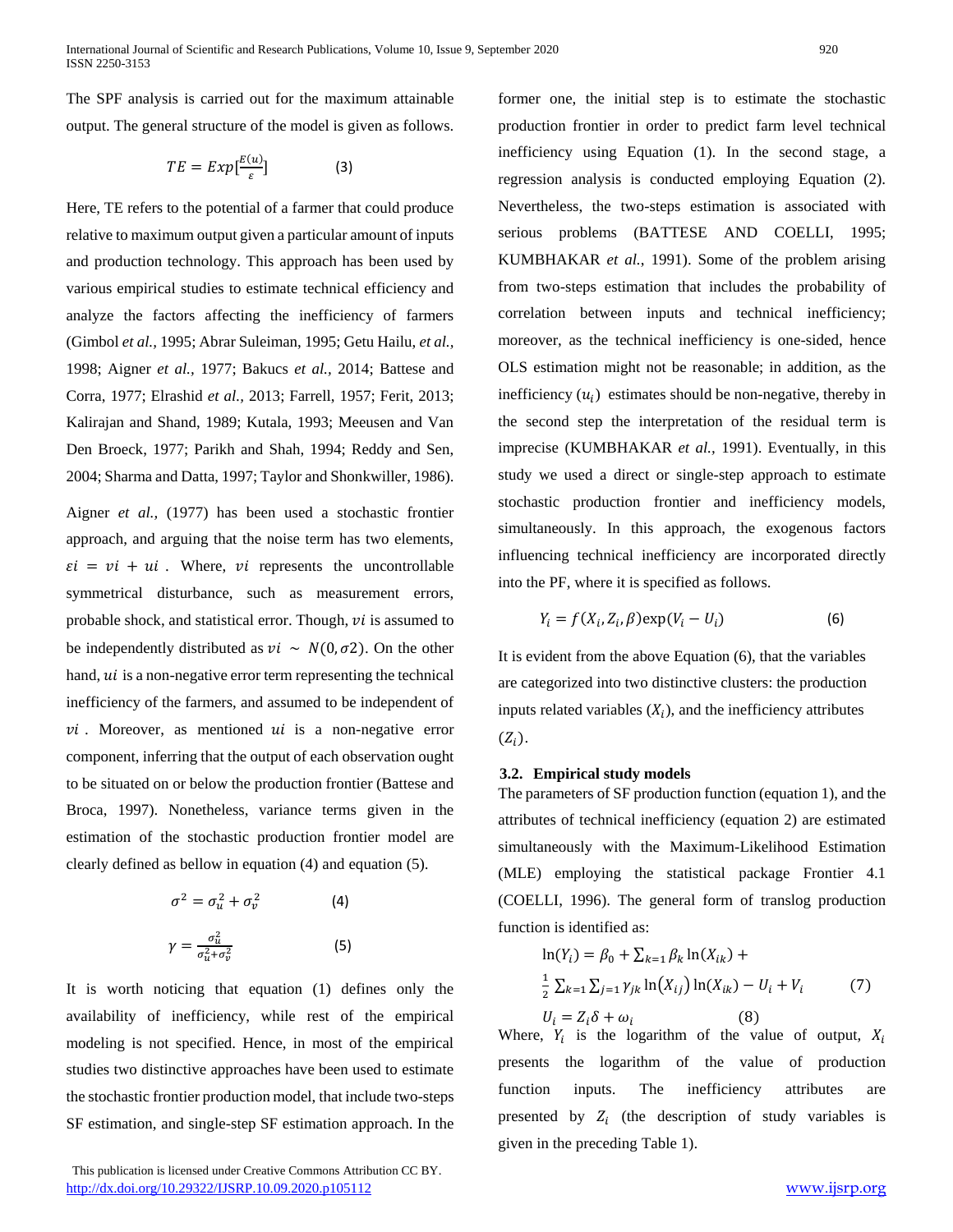The SPF analysis is carried out for the maximum attainable output. The general structure of the model is given as follows.

$$TE = Exp[\frac{E(u)}{\varepsilon}] \qquad (3)$$

Here, TE refers to the potential of a farmer that could produce relative to maximum output given a particular amount of inputs and production technology. This approach has been used by various empirical studies to estimate technical efficiency and analyze the factors affecting the inefficiency of farmers (Gimbol *et al.*, 1995; Abrar Suleiman, 1995; Getu Hailu, *et al.*, 1998; Aigner *et al.*, 1977; Bakucs *et al.*, 2014; Battese and Corra, 1977; Elrashid *et al.*, 2013; Farrell, 1957; Ferit, 2013; Kalirajan and Shand, 1989; Kutala, 1993; Meeusen and Van Den Broeck, 1977; Parikh and Shah, 1994; Reddy and Sen, 2004; Sharma and Datta, 1997; Taylor and Shonkwiller, 1986).

Aigner *et al.*, (1977) has been used a stochastic frontier approach, and arguing that the noise term has two elements, $\varepsilon i = vi + ui$ . Where, $vi$ represents the uncontrollable symmetrical disturbance, such as measurement errors, probable shock, and statistical error. Though, $vi$ is assumed to be independently distributed as $vi \sim N(0, \sigma 2)$. On the other hand, $ui$ is a non-negative error term representing the technical inefficiency of the farmers, and assumed to be independent of $vi$ . Moreover, as mentioned $ui$ is a non-negative error component, inferring that the output of each observation ought to be situated on or below the production frontier (Battese and Broca, 1997). Nonetheless, variance terms given in the estimation of the stochastic production frontier model are clearly defined as bellow in equation (4) and equation (5).

$$\sigma^2 = \sigma_u^2 + \sigma_v^2 \qquad (4)$$

$$\gamma = \frac{\sigma_u^2}{\sigma_u^2 + \sigma_v^2} \qquad (5)$$

It is worth noticing that equation (1) defines only the availability of inefficiency, while rest of the empirical modeling is not specified. Hence, in most of the empirical studies two distinctive approaches have been used to estimate the stochastic frontier production model, that include two-steps SF estimation, and single-step SF estimation approach. In the former one, the initial step is to estimate the stochastic production frontier in order to predict farm level technical inefficiency using Equation (1). In the second stage, a regression analysis is conducted employing Equation (2). Nevertheless, the two-steps estimation is associated with serious problems (BATTESE AND COELLI, 1995; KUMBHAKAR *et al.*, 1991). Some of the problem arising from two-steps estimation that includes the probability of correlation between inputs and technical inefficiency; moreover, as the technical inefficiency is one-sided, hence OLS estimation might not be reasonable; in addition, as the inefficiency ($u_i$) estimates should be non-negative, thereby in the second step the interpretation of the residual term is imprecise (KUMBHAKAR *et al.*, 1991). Eventually, in this study we used a direct or single-step approach to estimate stochastic production frontier and inefficiency models, simultaneously. In this approach, the exogenous factors influencing technical inefficiency are incorporated directly into the PF, where it is specified as follows.

$$Y_i = f(X_i, Z_i, \beta)\exp(V_i - U_i) \qquad (6)$$

It is evident from the above Equation (6), that the variables are categorized into two distinctive clusters: the production inputs related variables ($X_i$), and the inefficiency attributes ($Z_i$).

### 3.2. Empirical study models

The parameters of SF production function (equation 1), and the attributes of technical inefficiency (equation 2) are estimated simultaneously with the Maximum-Likelihood Estimation (MLE) employing the statistical package Frontier 4.1 (COELLI, 1996). The general form of translog production function is identified as:

$$\ln(Y_i) = \beta_0 + \sum_{k=1} \beta_k \ln(X_{ik}) + \frac{1}{2}\sum_{k=1}\sum_{j=1} \gamma_{jk} \ln(X_{ij}) \ln(X_{ik}) - U_i + V_i \qquad (7)$$

$$U_i = Z_i \delta + \omega_i \qquad (8)$$

Where, $Y_i$ is the logarithm of the value of output, $X_i$ presents the logarithm of the value of production function inputs. The inefficiency attributes are presented by $Z_i$ (the description of study variables is given in the preceding Table 1).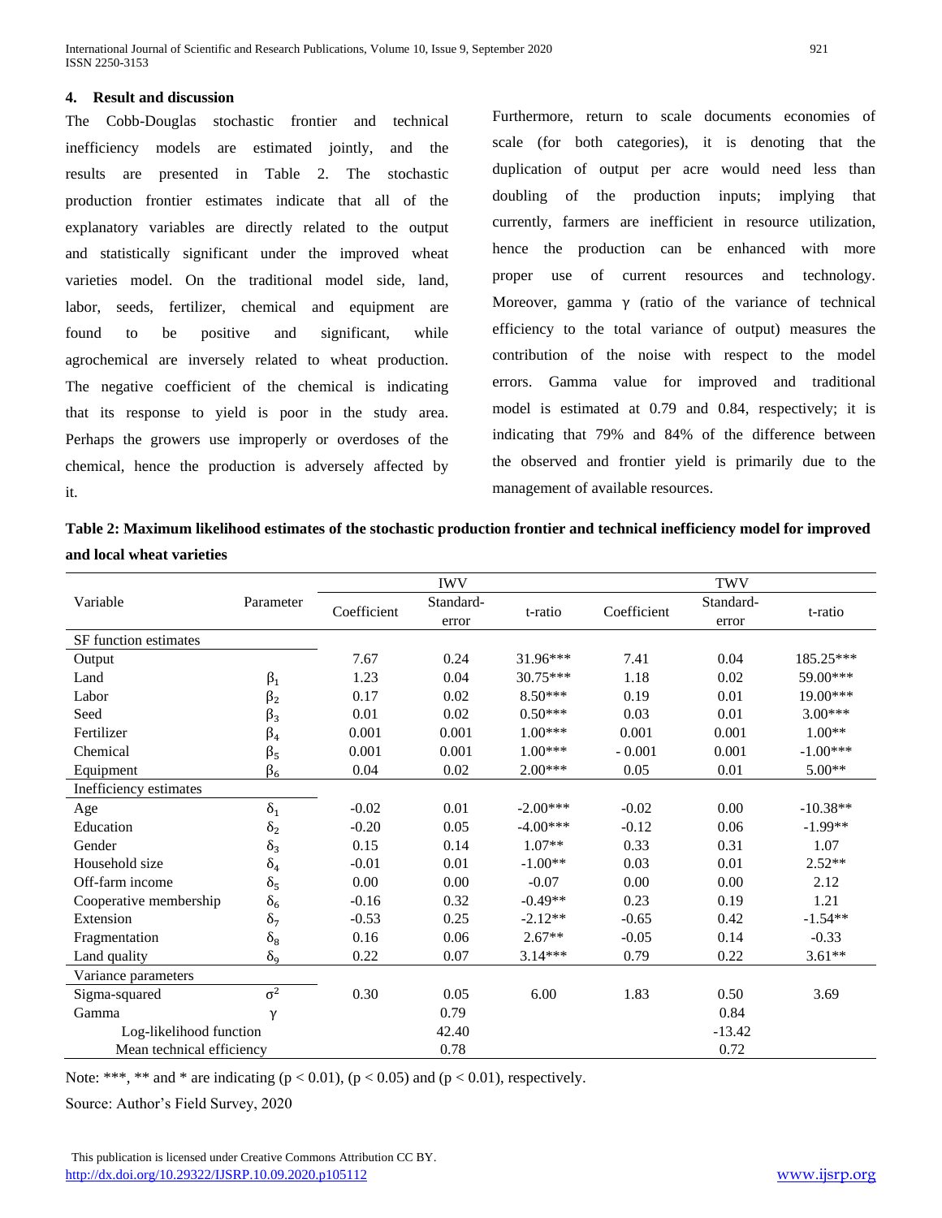## 4. Result and discussion

The Cobb-Douglas stochastic frontier and technical inefficiency models are estimated jointly, and the results are presented in Table 2. The stochastic production frontier estimates indicate that all of the explanatory variables are directly related to the output and statistically significant under the improved wheat varieties model. On the traditional model side, land, labor, seeds, fertilizer, chemical and equipment are found to be positive and significant, while agrochemical are inversely related to wheat production. The negative coefficient of the chemical is indicating that its response to yield is poor in the study area. Perhaps the growers use improperly or overdoses of the chemical, hence the production is adversely affected by it.

Furthermore, return to scale documents economies of scale (for both categories), it is denoting that the duplication of output per acre would need less than doubling of the production inputs; implying that currently, farmers are inefficient in resource utilization, hence the production can be enhanced with more proper use of current resources and technology. Moreover, gamma γ (ratio of the variance of technical efficiency to the total variance of output) measures the contribution of the noise with respect to the model errors. Gamma value for improved and traditional model is estimated at 0.79 and 0.84, respectively; it is indicating that 79% and 84% of the difference between the observed and frontier yield is primarily due to the management of available resources.

**Table 2: Maximum likelihood estimates of the stochastic production frontier and technical inefficiency model for improved and local wheat varieties**

| Variable | Parameter | IWV | | | TWV | | |
|---|---|---|---|---|---|---|---|
| | | Coefficient | Standard-error | t-ratio | Coefficient | Standard-error | t-ratio |
| SF function estimates | | | | | | | |
| Output | | 7.67 | 0.24 | 31.96*** | 7.41 | 0.04 | 185.25*** |
| Land | $\beta_1$ | 1.23 | 0.04 | 30.75*** | 1.18 | 0.02 | 59.00*** |
| Labor | $\beta_2$ | 0.17 | 0.02 | 8.50*** | 0.19 | 0.01 | 19.00*** |
| Seed | $\beta_3$ | 0.01 | 0.02 | 0.50*** | 0.03 | 0.01 | 3.00*** |
| Fertilizer | $\beta_4$ | 0.001 | 0.001 | 1.00*** | 0.001 | 0.001 | 1.00** |
| Chemical | $\beta_5$ | 0.001 | 0.001 | 1.00*** | - 0.001 | 0.001 | -1.00*** |
| Equipment | $\beta_6$ | 0.04 | 0.02 | 2.00*** | 0.05 | 0.01 | 5.00** |
| Inefficiency estimates | | | | | | | |
| Age | $\delta_1$ | -0.02 | 0.01 | -2.00*** | -0.02 | 0.00 | -10.38** |
| Education | $\delta_2$ | -0.20 | 0.05 | -4.00*** | -0.12 | 0.06 | -1.99** |
| Gender | $\delta_3$ | 0.15 | 0.14 | 1.07** | 0.33 | 0.31 | 1.07 |
| Household size | $\delta_4$ | -0.01 | 0.01 | -1.00** | 0.03 | 0.01 | 2.52** |
| Off-farm income | $\delta_5$ | 0.00 | 0.00 | -0.07 | 0.00 | 0.00 | 2.12 |
| Cooperative membership | $\delta_6$ | -0.16 | 0.32 | -0.49** | 0.23 | 0.19 | 1.21 |
| Extension | $\delta_7$ | -0.53 | 0.25 | -2.12** | -0.65 | 0.42 | -1.54** |
| Fragmentation | $\delta_8$ | 0.16 | 0.06 | 2.67** | -0.05 | 0.14 | -0.33 |
| Land quality | $\delta_9$ | 0.22 | 0.07 | 3.14*** | 0.79 | 0.22 | 3.61** |
| Variance parameters | | | | | | | |
| Sigma-squared | $\sigma^2$ | 0.30 | 0.05 | 6.00 | 1.83 | 0.50 | 3.69 |
| Gamma | $\gamma$ | | 0.79 | | | 0.84 | |
| Log-likelihood function | | | 42.40 | | | -13.42 | |
| Mean technical efficiency | | | 0.78 | | | 0.72 | |

Note: ***, ** and * are indicating ($p < 0.01$), ($p < 0.05$) and ($p < 0.01$), respectively.

Source: Author's Field Survey, 2020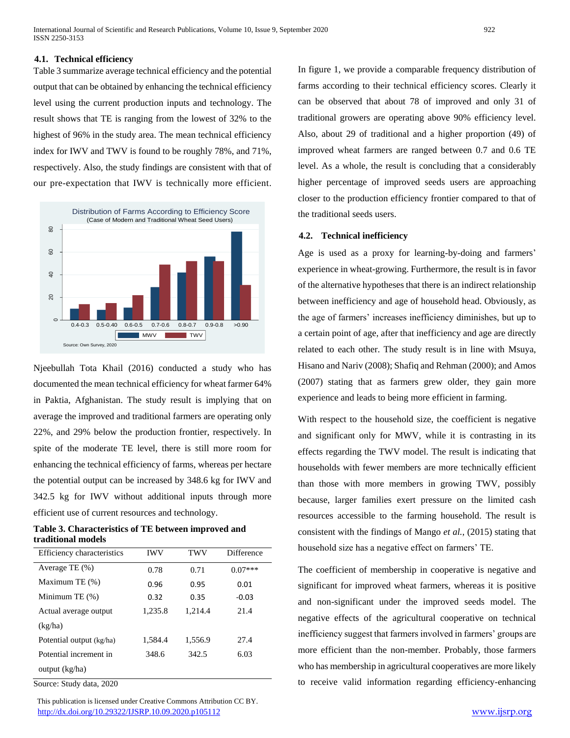### 4.1. Technical efficiency

Table 3 summarize average technical efficiency and the potential output that can be obtained by enhancing the technical efficiency level using the current production inputs and technology. The result shows that TE is ranging from the lowest of 32% to the highest of 96% in the study area. The mean technical efficiency index for IWV and TWV is found to be roughly 78%, and 71%, respectively. Also, the study findings are consistent with that of our pre-expectation that IWV is technically more efficient.

Njeebullah Tota Khail (2016) conducted a study who has documented the mean technical efficiency for wheat farmer 64% in Paktia, Afghanistan. The study result is implying that on average the improved and traditional farmers are operating only 22%, and 29% below the production frontier, respectively. In spite of the moderate TE level, there is still more room for enhancing the technical efficiency of farms, whereas per hectare the potential output can be increased by 348.6 kg for IWV and 342.5 kg for IWV without additional inputs through more efficient use of current resources and technology.

**Table 3. Characteristics of TE between improved and traditional models**

| Efficiency characteristics | IWV | TWV | Difference |
|---|---|---|---|
| Average TE (%) | 0.78 | 0.71 | 0.07*** |
| Maximum TE (%) | 0.96 | 0.95 | 0.01 |
| Minimum TE (%) | 0.32 | 0.35 | -0.03 |
| Actual average output (kg/ha) | 1,235.8 | 1,214.4 | 21.4 |
| Potential output (kg/ha) | 1,584.4 | 1,556.9 | 27.4 |
| Potential increment in output (kg/ha) | 348.6 | 342.5 | 6.03 |

Source: Study data, 2020

In figure 1, we provide a comparable frequency distribution of farms according to their technical efficiency scores. Clearly it can be observed that about 78 of improved and only 31 of traditional growers are operating above 90% efficiency level. Also, about 29 of traditional and a higher proportion (49) of improved wheat farmers are ranged between 0.7 and 0.6 TE level. As a whole, the result is concluding that a considerably higher percentage of improved seeds users are approaching closer to the production efficiency frontier compared to that of the traditional seeds users.

### 4.2. Technical inefficiency

Age is used as a proxy for learning-by-doing and farmers' experience in wheat-growing. Furthermore, the result is in favor of the alternative hypotheses that there is an indirect relationship between inefficiency and age of household head. Obviously, as the age of farmers' increases inefficiency diminishes, but up to a certain point of age, after that inefficiency and age are directly related to each other. The study result is in line with Msuya, Hisano and Nariv (2008); Shafiq and Rehman (2000); and Amos (2007) stating that as farmers grew older, they gain more experience and leads to being more efficient in farming.

With respect to the household size, the coefficient is negative and significant only for MWV, while it is contrasting in its effects regarding the TWV model. The result is indicating that households with fewer members are more technically efficient than those with more members in growing TWV, possibly because, larger families exert pressure on the limited cash resources accessible to the farming household. The result is consistent with the findings of Mango *et al.*, (2015) stating that household size has a negative effect on farmers' TE.

The coefficient of membership in cooperative is negative and significant for improved wheat farmers, whereas it is positive and non-significant under the improved seeds model. The negative effects of the agricultural cooperative on technical inefficiency suggest that farmers involved in farmers' groups are more efficient than the non-member. Probably, those farmers who has membership in agricultural cooperatives are more likely to receive valid information regarding efficiency-enhancing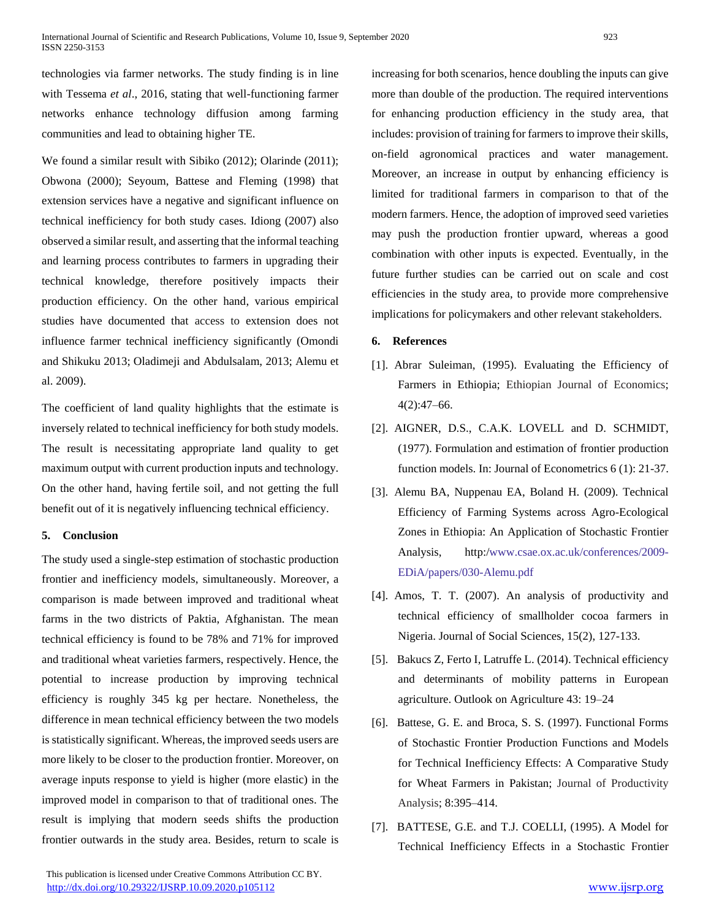technologies via farmer networks. The study finding is in line with Tessema *et al*., 2016, stating that well-functioning farmer networks enhance technology diffusion among farming communities and lead to obtaining higher TE.

We found a similar result with Sibiko (2012); Olarinde (2011); Obwona (2000); Seyoum, Battese and Fleming (1998) that extension services have a negative and significant influence on technical inefficiency for both study cases. Idiong (2007) also observed a similar result, and asserting that the informal teaching and learning process contributes to farmers in upgrading their technical knowledge, therefore positively impacts their production efficiency. On the other hand, various empirical studies have documented that access to extension does not influence farmer technical inefficiency significantly (Omondi and Shikuku 2013; Oladimeji and Abdulsalam, 2013; Alemu et al. 2009).

The coefficient of land quality highlights that the estimate is inversely related to technical inefficiency for both study models. The result is necessitating appropriate land quality to get maximum output with current production inputs and technology. On the other hand, having fertile soil, and not getting the full benefit out of it is negatively influencing technical efficiency.

## 5. Conclusion

The study used a single-step estimation of stochastic production frontier and inefficiency models, simultaneously. Moreover, a comparison is made between improved and traditional wheat farms in the two districts of Paktia, Afghanistan. The mean technical efficiency is found to be 78% and 71% for improved and traditional wheat varieties farmers, respectively. Hence, the potential to increase production by improving technical efficiency is roughly 345 kg per hectare. Nonetheless, the difference in mean technical efficiency between the two models is statistically significant. Whereas, the improved seeds users are more likely to be closer to the production frontier. Moreover, on average inputs response to yield is higher (more elastic) in the improved model in comparison to that of traditional ones. The result is implying that modern seeds shifts the production frontier outwards in the study area. Besides, return to scale is increasing for both scenarios, hence doubling the inputs can give more than double of the production. The required interventions for enhancing production efficiency in the study area, that includes: provision of training for farmers to improve their skills, on-field agronomical practices and water management. Moreover, an increase in output by enhancing efficiency is limited for traditional farmers in comparison to that of the modern farmers. Hence, the adoption of improved seed varieties may push the production frontier upward, whereas a good combination with other inputs is expected. Eventually, in the future further studies can be carried out on scale and cost efficiencies in the study area, to provide more comprehensive implications for policymakers and other relevant stakeholders.

## 6. References

[1]. Abrar Suleiman, (1995). Evaluating the Efficiency of Farmers in Ethiopia; Ethiopian Journal of Economics; 4(2):47–66.

[2]. AIGNER, D.S., C.A.K. LOVELL and D. SCHMIDT, (1977). Formulation and estimation of frontier production function models. In: Journal of Econometrics 6 (1): 21-37.

[3]. Alemu BA, Nuppenau EA, Boland H. (2009). Technical Efficiency of Farming Systems across Agro-Ecological Zones in Ethiopia: An Application of Stochastic Frontier Analysis, http:/www.csae.ox.ac.uk/conferences/2009-EDiA/papers/030-Alemu.pdf

[4]. Amos, T. T. (2007). An analysis of productivity and technical efficiency of smallholder cocoa farmers in Nigeria. Journal of Social Sciences, 15(2), 127-133.

[5]. Bakucs Z, Ferto I, Latruffe L. (2014). Technical efficiency and determinants of mobility patterns in European agriculture. Outlook on Agriculture 43: 19–24

[6]. Battese, G. E. and Broca, S. S. (1997). Functional Forms of Stochastic Frontier Production Functions and Models for Technical Inefficiency Effects: A Comparative Study for Wheat Farmers in Pakistan; Journal of Productivity Analysis; 8:395–414.

[7]. BATTESE, G.E. and T.J. COELLI, (1995). A Model for Technical Inefficiency Effects in a Stochastic Frontier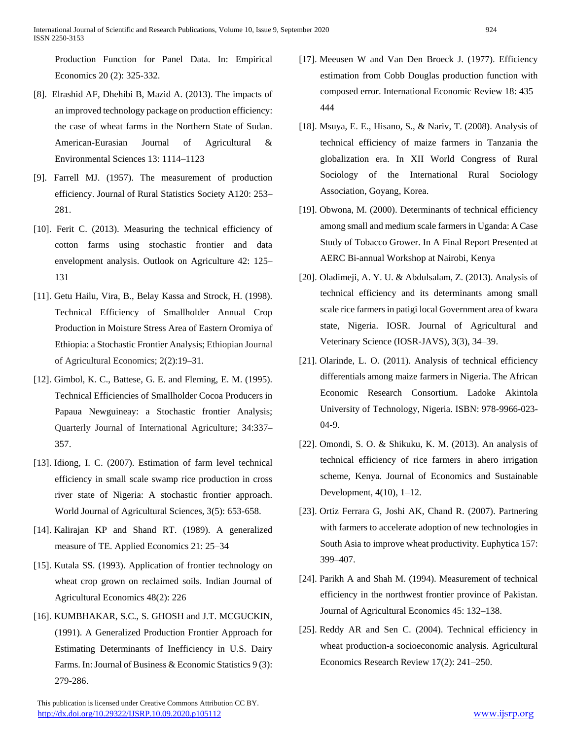Production Function for Panel Data. In: Empirical Economics 20 (2): 325-332.

[8]. Elrashid AF, Dhehibi B, Mazid A. (2013). The impacts of an improved technology package on production efficiency: the case of wheat farms in the Northern State of Sudan. American-Eurasian Journal of Agricultural & Environmental Sciences 13: 1114–1123

[9]. Farrell MJ. (1957). The measurement of production efficiency. Journal of Rural Statistics Society A120: 253–281.

[10]. Ferit C. (2013). Measuring the technical efficiency of cotton farms using stochastic frontier and data envelopment analysis. Outlook on Agriculture 42: 125–131

[11]. Getu Hailu, Vira, B., Belay Kassa and Strock, H. (1998). Technical Efficiency of Smallholder Annual Crop Production in Moisture Stress Area of Eastern Oromiya of Ethiopia: a Stochastic Frontier Analysis; Ethiopian Journal of Agricultural Economics; 2(2):19–31.

[12]. Gimbol, K. C., Battese, G. E. and Fleming, E. M. (1995). Technical Efficiencies of Smallholder Cocoa Producers in Papaua Newguineay: a Stochastic frontier Analysis; Quarterly Journal of International Agriculture; 34:337–357.

[13]. Idiong, I. C. (2007). Estimation of farm level technical efficiency in small scale swamp rice production in cross river state of Nigeria: A stochastic frontier approach. World Journal of Agricultural Sciences, 3(5): 653-658.

[14]. Kalirajan KP and Shand RT. (1989). A generalized measure of TE. Applied Economics 21: 25–34

[15]. Kutala SS. (1993). Application of frontier technology on wheat crop grown on reclaimed soils. Indian Journal of Agricultural Economics 48(2): 226

[16]. KUMBHAKAR, S.C., S. GHOSH and J.T. MCGUCKIN, (1991). A Generalized Production Frontier Approach for Estimating Determinants of Inefficiency in U.S. Dairy Farms. In: Journal of Business & Economic Statistics 9 (3): 279-286.

[17]. Meeusen W and Van Den Broeck J. (1977). Efficiency estimation from Cobb Douglas production function with composed error. International Economic Review 18: 435–444

[18]. Msuya, E. E., Hisano, S., & Nariv, T. (2008). Analysis of technical efficiency of maize farmers in Tanzania the globalization era. In XII World Congress of Rural Sociology of the International Rural Sociology Association, Goyang, Korea.

[19]. Obwona, M. (2000). Determinants of technical efficiency among small and medium scale farmers in Uganda: A Case Study of Tobacco Grower. In A Final Report Presented at AERC Bi-annual Workshop at Nairobi, Kenya

[20]. Oladimeji, A. Y. U. & Abdulsalam, Z. (2013). Analysis of technical efficiency and its determinants among small scale rice farmers in patigi local Government area of kwara state, Nigeria. IOSR. Journal of Agricultural and Veterinary Science (IOSR-JAVS), 3(3), 34–39.

[21]. Olarinde, L. O. (2011). Analysis of technical efficiency differentials among maize farmers in Nigeria. The African Economic Research Consortium. Ladoke Akintola University of Technology, Nigeria. ISBN: 978-9966-023-04-9.

[22]. Omondi, S. O. & Shikuku, K. M. (2013). An analysis of technical efficiency of rice farmers in ahero irrigation scheme, Kenya. Journal of Economics and Sustainable Development, 4(10), 1–12.

[23]. Ortiz Ferrara G, Joshi AK, Chand R. (2007). Partnering with farmers to accelerate adoption of new technologies in South Asia to improve wheat productivity. Euphytica 157: 399–407.

[24]. Parikh A and Shah M. (1994). Measurement of technical efficiency in the northwest frontier province of Pakistan. Journal of Agricultural Economics 45: 132–138.

[25]. Reddy AR and Sen C. (2004). Technical efficiency in wheat production-a socioeconomic analysis. Agricultural Economics Research Review 17(2): 241–250.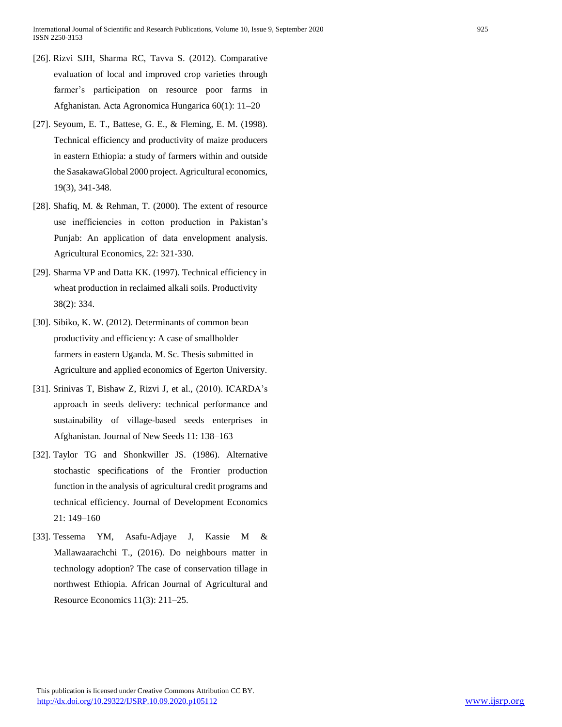[26]. Rizvi SJH, Sharma RC, Tavva S. (2012). Comparative evaluation of local and improved crop varieties through farmer's participation on resource poor farms in Afghanistan. Acta Agronomica Hungarica 60(1): 11–20

[27]. Seyoum, E. T., Battese, G. E., & Fleming, E. M. (1998). Technical efficiency and productivity of maize producers in eastern Ethiopia: a study of farmers within and outside the SasakawaGlobal 2000 project. Agricultural economics, 19(3), 341-348.

[28]. Shafiq, M. & Rehman, T. (2000). The extent of resource use inefficiencies in cotton production in Pakistan's Punjab: An application of data envelopment analysis. Agricultural Economics, 22: 321-330.

[29]. Sharma VP and Datta KK. (1997). Technical efficiency in wheat production in reclaimed alkali soils. Productivity 38(2): 334.

[30]. Sibiko, K. W. (2012). Determinants of common bean productivity and efficiency: A case of smallholder farmers in eastern Uganda. M. Sc. Thesis submitted in Agriculture and applied economics of Egerton University.

[31]. Srinivas T, Bishaw Z, Rizvi J, et al., (2010). ICARDA's approach in seeds delivery: technical performance and sustainability of village-based seeds enterprises in Afghanistan. Journal of New Seeds 11: 138–163

[32]. Taylor TG and Shonkwiller JS. (1986). Alternative stochastic specifications of the Frontier production function in the analysis of agricultural credit programs and technical efficiency. Journal of Development Economics 21: 149–160

[33]. Tessema YM, Asafu-Adjaye J, Kassie M & Mallawaarachchi T., (2016). Do neighbours matter in technology adoption? The case of conservation tillage in northwest Ethiopia. African Journal of Agricultural and Resource Economics 11(3): 211–25.